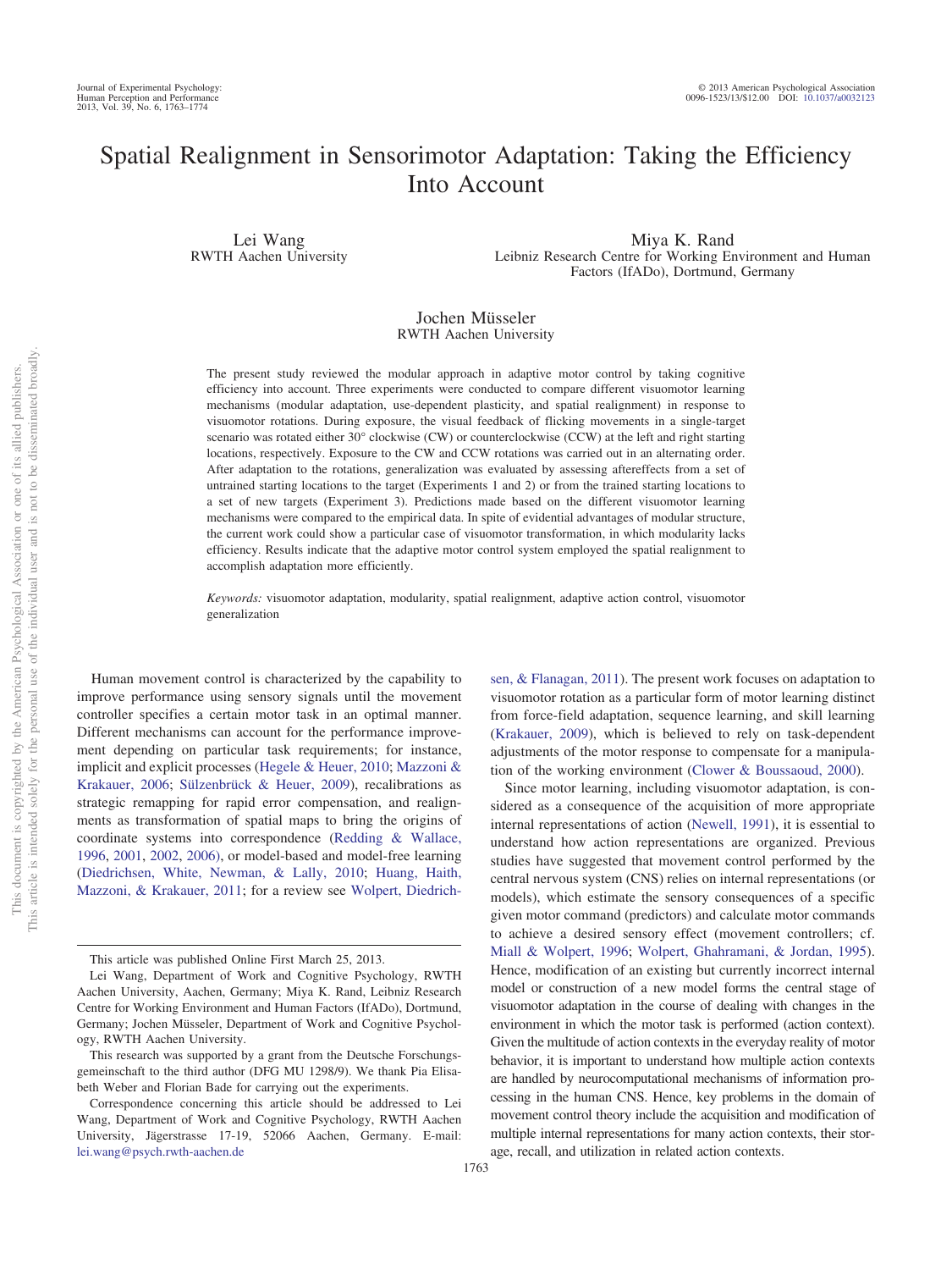# Spatial Realignment in Sensorimotor Adaptation: Taking the Efficiency Into Account

Lei Wang
RWTH Aachen University

Miya K. Rand
Leibniz Research Centre for Working Environment and Human Factors (IfADo), Dortmund, Germany

Jochen Müsseler
RWTH Aachen University

The present study reviewed the modular approach in adaptive motor control by taking cognitive efficiency into account. Three experiments were conducted to compare different visuomotor learning mechanisms (modular adaptation, use-dependent plasticity, and spatial realignment) in response to visuomotor rotations. During exposure, the visual feedback of flicking movements in a single-target scenario was rotated either 30° clockwise (CW) or counterclockwise (CCW) at the left and right starting locations, respectively. Exposure to the CW and CCW rotations was carried out in an alternating order. After adaptation to the rotations, generalization was evaluated by assessing aftereffects from a set of untrained starting locations to the target (Experiments 1 and 2) or from the trained starting locations to a set of new targets (Experiment 3). Predictions made based on the different visuomotor learning mechanisms were compared to the empirical data. In spite of evidential advantages of modular structure, the current work could show a particular case of visuomotor transformation, in which modularity lacks efficiency. Results indicate that the adaptive motor control system employed the spatial realignment to accomplish adaptation more efficiently.

*Keywords:* visuomotor adaptation, modularity, spatial realignment, adaptive action control, visuomotor generalization

Human movement control is characterized by the capability to improve performance using sensory signals until the movement controller specifies a certain motor task in an optimal manner. Different mechanisms can account for the performance improvement depending on particular task requirements; for instance, implicit and explicit processes (Hegele & Heuer, 2010; Mazzoni & Krakauer, 2006; Sülzenbrück & Heuer, 2009), recalibrations as strategic remapping for rapid error compensation, and realignments as transformation of spatial maps to bring the origins of coordinate systems into correspondence (Redding & Wallace, 1996, 2001, 2002, 2006), or model-based and model-free learning (Diedrichsen, White, Newman, & Lally, 2010; Huang, Haith, Mazzoni, & Krakauer, 2011; for a review see Wolpert, Diedrichsen, & Flanagan, 2011). The present work focuses on adaptation to visuomotor rotation as a particular form of motor learning distinct from force-field adaptation, sequence learning, and skill learning (Krakauer, 2009), which is believed to rely on task-dependent adjustments of the motor response to compensate for a manipulation of the working environment (Clower & Boussaoud, 2000).

Since motor learning, including visuomotor adaptation, is considered as a consequence of the acquisition of more appropriate internal representations of action (Newell, 1991), it is essential to understand how action representations are organized. Previous studies have suggested that movement control performed by the central nervous system (CNS) relies on internal representations (or models), which estimate the sensory consequences of a specific given motor command (predictors) and calculate motor commands to achieve a desired sensory effect (movement controllers; cf. Miall & Wolpert, 1996; Wolpert, Ghahramani, & Jordan, 1995). Hence, modification of an existing but currently incorrect internal model or construction of a new model forms the central stage of visuomotor adaptation in the course of dealing with changes in the environment in which the motor task is performed (action context). Given the multitude of action contexts in the everyday reality of motor behavior, it is important to understand how multiple action contexts are handled by neurocomputational mechanisms of information processing in the human CNS. Hence, key problems in the domain of movement control theory include the acquisition and modification of multiple internal representations for many action contexts, their storage, recall, and utilization in related action contexts.

This article was published Online First March 25, 2013.

Lei Wang, Department of Work and Cognitive Psychology, RWTH Aachen University, Aachen, Germany; Miya K. Rand, Leibniz Research Centre for Working Environment and Human Factors (IfADo), Dortmund, Germany; Jochen Müsseler, Department of Work and Cognitive Psychology, RWTH Aachen University.

This research was supported by a grant from the Deutsche Forschungsgemeinschaft to the third author (DFG MU 1298/9). We thank Pia Elisabeth Weber and Florian Bade for carrying out the experiments.

Correspondence concerning this article should be addressed to Lei Wang, Department of Work and Cognitive Psychology, RWTH Aachen University, Jägerstrasse 17-19, 52066 Aachen, Germany. E-mail: lei.wang@psych.rwth-aachen.de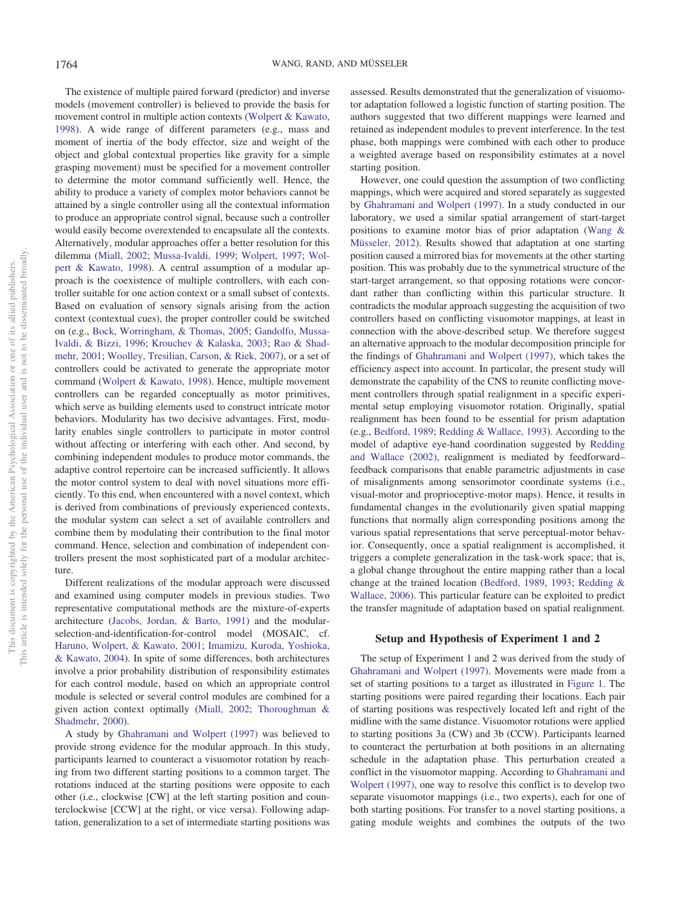The existence of multiple paired forward (predictor) and inverse models (movement controller) is believed to provide the basis for movement control in multiple action contexts (Wolpert & Kawato, 1998). A wide range of different parameters (e.g., mass and moment of inertia of the body effector, size and weight of the object and global contextual properties like gravity for a simple grasping movement) must be specified for a movement controller to determine the motor command sufficiently well. Hence, the ability to produce a variety of complex motor behaviors cannot be attained by a single controller using all the contextual information to produce an appropriate control signal, because such a controller would easily become overextended to encapsulate all the contexts. Alternatively, modular approaches offer a better resolution for this dilemma (Miall, 2002; Mussa-Ivaldi, 1999; Wolpert, 1997; Wolpert & Kawato, 1998). A central assumption of a modular approach is the coexistence of multiple controllers, with each controller suitable for one action context or a small subset of contexts. Based on evaluation of sensory signals arising from the action context (contextual cues), the proper controller could be switched on (e.g., Bock, Worringham, & Thomas, 2005; Gandolfo, Mussa-Ivaldi, & Bizzi, 1996; Krouchev & Kalaska, 2003; Rao & Shadmehr, 2001; Woolley, Tresilian, Carson, & Riek, 2007), or a set of controllers could be activated to generate the appropriate motor command (Wolpert & Kawato, 1998). Hence, multiple movement controllers can be regarded conceptually as motor primitives, which serve as building elements used to construct intricate motor behaviors. Modularity has two decisive advantages. First, modularity enables single controllers to participate in motor control without affecting or interfering with each other. And second, by combining independent modules to produce motor commands, the adaptive control repertoire can be increased sufficiently. It allows the motor control system to deal with novel situations more efficiently. To this end, when encountered with a novel context, which is derived from combinations of previously experienced contexts, the modular system can select a set of available controllers and combine them by modulating their contribution to the final motor command. Hence, selection and combination of independent controllers present the most sophisticated part of a modular architecture.

Different realizations of the modular approach were discussed and examined using computer models in previous studies. Two representative computational methods are the mixture-of-experts architecture (Jacobs, Jordan, & Barto, 1991) and the modular-selection-and-identification-for-control model (MOSAIC, cf. Haruno, Wolpert, & Kawato, 2001; Imamizu, Kuroda, Yoshioka, & Kawato, 2004). In spite of some differences, both architectures involve a prior probability distribution of responsibility estimates for each control module, based on which an appropriate control module is selected or several control modules are combined for a given action context optimally (Miall, 2002; Thoroughman & Shadmehr, 2000).

A study by Ghahramani and Wolpert (1997) was believed to provide strong evidence for the modular approach. In this study, participants learned to counteract a visuomotor rotation by reaching from two different starting positions to a common target. The rotations induced at the starting positions were opposite to each other (i.e., clockwise [CW] at the left starting position and counterclockwise [CCW] at the right, or vice versa). Following adaptation, generalization to a set of intermediate starting positions was assessed. Results demonstrated that the generalization of visuomotor adaptation followed a logistic function of starting position. The authors suggested that two different mappings were learned and retained as independent modules to prevent interference. In the test phase, both mappings were combined with each other to produce a weighted average based on responsibility estimates at a novel starting position.

However, one could question the assumption of two conflicting mappings, which were acquired and stored separately as suggested by Ghahramani and Wolpert (1997). In a study conducted in our laboratory, we used a similar spatial arrangement of start-target positions to examine motor bias of prior adaptation (Wang & Müsseler, 2012). Results showed that adaptation at one starting position caused a mirrored bias for movements at the other starting position. This was probably due to the symmetrical structure of the start-target arrangement, so that opposing rotations were concordant rather than conflicting within this particular structure. It contradicts the modular approach suggesting the acquisition of two controllers based on conflicting visuomotor mappings, at least in connection with the above-described setup. We therefore suggest an alternative approach to the modular decomposition principle for the findings of Ghahramani and Wolpert (1997), which takes the efficiency aspect into account. In particular, the present study will demonstrate the capability of the CNS to reunite conflicting movement controllers through spatial realignment in a specific experimental setup employing visuomotor rotation. Originally, spatial realignment has been found to be essential for prism adaptation (e.g., Bedford, 1989; Redding & Wallace, 1993). According to the model of adaptive eye-hand coordination suggested by Redding and Wallace (2002), realignment is mediated by feedforward–feedback comparisons that enable parametric adjustments in case of misalignments among sensorimotor coordinate systems (i.e., visual-motor and proprioceptive-motor maps). Hence, it results in fundamental changes in the evolutionarily given spatial mapping functions that normally align corresponding positions among the various spatial representations that serve perceptual-motor behavior. Consequently, once a spatial realignment is accomplished, it triggers a complete generalization in the task-work space; that is, a global change throughout the entire mapping rather than a local change at the trained location (Bedford, 1989, 1993; Redding & Wallace, 2006). This particular feature can be exploited to predict the transfer magnitude of adaptation based on spatial realignment.

## Setup and Hypothesis of Experiment 1 and 2

The setup of Experiment 1 and 2 was derived from the study of Ghahramani and Wolpert (1997). Movements were made from a set of starting positions to a target as illustrated in Figure 1. The starting positions were paired regarding their locations. Each pair of starting positions was respectively located left and right of the midline with the same distance. Visuomotor rotations were applied to starting positions 3a (CW) and 3b (CCW). Participants learned to counteract the perturbation at both positions in an alternating schedule in the adaptation phase. This perturbation created a conflict in the visuomotor mapping. According to Ghahramani and Wolpert (1997), one way to resolve this conflict is to develop two separate visuomotor mappings (i.e., two experts), each for one of both starting positions. For transfer to a novel starting positions, a gating module weights and combines the outputs of the two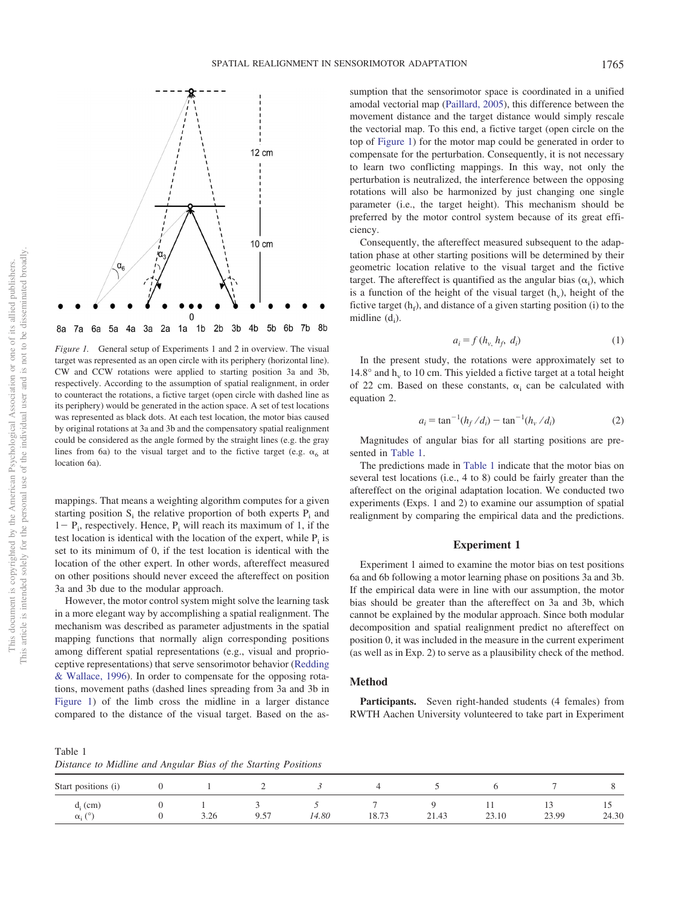*Figure 1.* General setup of Experiments 1 and 2 in overview. The visual target was represented as an open circle with its periphery (horizontal line). CW and CCW rotations were applied to starting position 3a and 3b, respectively. According to the assumption of spatial realignment, in order to counteract the rotations, a fictive target (open circle with dashed line as its periphery) would be generated in the action space. A set of test locations was represented as black dots. At each test location, the motor bias caused by original rotations at 3a and 3b and the compensatory spatial realignment could be considered as the angle formed by the straight lines (e.g. the gray lines from 6a) to the visual target and to the fictive target (e.g. $\alpha_6$ at location 6a).

mappings. That means a weighting algorithm computes for a given starting position $S_i$ the relative proportion of both experts $P_i$ and $1 - P_i$, respectively. Hence, $P_i$ will reach its maximum of 1, if the test location is identical with the location of the expert, while $P_i$ is set to its minimum of 0, if the test location is identical with the location of the other expert. In other words, aftereffect measured on other positions should never exceed the aftereffect on position 3a and 3b due to the modular approach.

However, the motor control system might solve the learning task in a more elegant way by accomplishing a spatial realignment. The mechanism was described as parameter adjustments in the spatial mapping functions that normally align corresponding positions among different spatial representations (e.g., visual and proprioceptive representations) that serve sensorimotor behavior (Redding & Wallace, 1996). In order to compensate for the opposing rotations, movement paths (dashed lines spreading from 3a and 3b in Figure 1) of the limb cross the midline in a larger distance compared to the distance of the visual target. Based on the assumption that the sensorimotor space is coordinated in a unified amodal vectorial map (Paillard, 2005), this difference between the movement distance and the target distance would simply rescale the vectorial map. To this end, a fictive target (open circle on the top of Figure 1) for the motor map could be generated in order to compensate for the perturbation. Consequently, it is not necessary to learn two conflicting mappings. In this way, not only the perturbation is neutralized, the interference between the opposing rotations will also be harmonized by just changing one single parameter (i.e., the target height). This mechanism should be preferred by the motor control system because of its great efficiency.

Consequently, the aftereffect measured subsequent to the adaptation phase at other starting positions will be determined by their geometric location relative to the visual target and the fictive target. The aftereffect is quantified as the angular bias ($\alpha_i$), which is a function of the height of the visual target ($h_v$), height of the fictive target ($h_f$), and distance of a given starting position (i) to the midline ($d_i$).

$$a_i = f\,(h_v, h_f, d_i) \tag{1}$$

In the present study, the rotations were approximately set to 14.8° and $h_v$ to 10 cm. This yielded a fictive target at a total height of 22 cm. Based on these constants, $\alpha_i$ can be calculated with equation 2.

$$a_i = \tan^{-1}(h_f / d_i) - \tan^{-1}(h_v / d_i) \tag{2}$$

Magnitudes of angular bias for all starting positions are presented in Table 1.

The predictions made in Table 1 indicate that the motor bias on several test locations (i.e., 4 to 8) could be fairly greater than the aftereffect on the original adaptation location. We conducted two experiments (Exps. 1 and 2) to examine our assumption of spatial realignment by comparing the empirical data and the predictions.

## Experiment 1

Experiment 1 aimed to examine the motor bias on test positions 6a and 6b following a motor learning phase on positions 3a and 3b. If the empirical data were in line with our assumption, the motor bias should be greater than the aftereffect on 3a and 3b, which cannot be explained by the modular approach. Since both modular decomposition and spatial realignment predict no aftereffect on position 0, it was included in the measure in the current experiment (as well as in Exp. 2) to serve as a plausibility check of the method.

### Method

**Participants.** Seven right-handed students (4 females) from RWTH Aachen University volunteered to take part in Experiment

Table 1
*Distance to Midline and Angular Bias of the Starting Positions*

| Start positions (i) | 0 | 1 | 2 | *3* | 4 | 5 | 6 | 7 | 8 |
|---|---|---|---|---|---|---|---|---|---|
| $d_i$ (cm) | 0 | 1 | 3 | *5* | 7 | 9 | 11 | 13 | 15 |
| $\alpha_i$ (°) | 0 | 3.26 | 9.57 | *14.80* | 18.73 | 21.43 | 23.10 | 23.99 | 24.30 |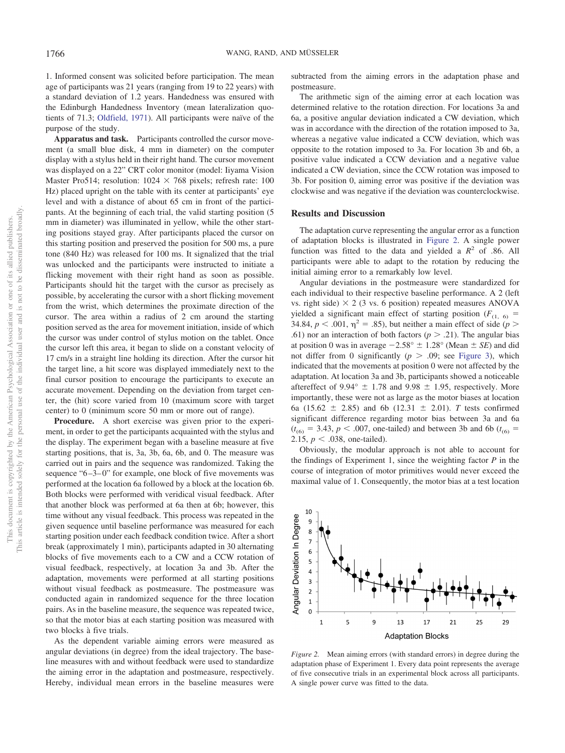1. Informed consent was solicited before participation. The mean age of participants was 21 years (ranging from 19 to 22 years) with a standard deviation of 1.2 years. Handedness was ensured with the Edinburgh Handedness Inventory (mean lateralization quotients of 71.3; Oldfield, 1971). All participants were naïve of the purpose of the study.

**Apparatus and task.** Participants controlled the cursor movement (a small blue disk, 4 mm in diameter) on the computer display with a stylus held in their right hand. The cursor movement was displayed on a 22" CRT color monitor (model: Iiyama Vision Master Pro514; resolution: 1024 × 768 pixels; refresh rate: 100 Hz) placed upright on the table with its center at participants' eye level and with a distance of about 65 cm in front of the participants. At the beginning of each trial, the valid starting position (5 mm in diameter) was illuminated in yellow, while the other starting positions stayed gray. After participants placed the cursor on this starting position and preserved the position for 500 ms, a pure tone (840 Hz) was released for 100 ms. It signalized that the trial was unlocked and the participants were instructed to initiate a flicking movement with their right hand as soon as possible. Participants should hit the target with the cursor as precisely as possible, by accelerating the cursor with a short flicking movement from the wrist, which determines the proximate direction of the cursor. The area within a radius of 2 cm around the starting position served as the area for movement initiation, inside of which the cursor was under control of stylus motion on the tablet. Once the cursor left this area, it began to slide on a constant velocity of 17 cm/s in a straight line holding its direction. After the cursor hit the target line, a hit score was displayed immediately next to the final cursor position to encourage the participants to execute an accurate movement. Depending on the deviation from target center, the (hit) score varied from 10 (maximum score with target center) to 0 (minimum score 50 mm or more out of range).

**Procedure.** A short exercise was given prior to the experiment, in order to get the participants acquainted with the stylus and the display. The experiment began with a baseline measure at five starting positions, that is, 3a, 3b, 6a, 6b, and 0. The measure was carried out in pairs and the sequence was randomized. Taking the sequence "6–3–0" for example, one block of five movements was performed at the location 6a followed by a block at the location 6b. Both blocks were performed with veridical visual feedback. After that another block was performed at 6a then at 6b; however, this time without any visual feedback. This process was repeated in the given sequence until baseline performance was measured for each starting position under each feedback condition twice. After a short break (approximately 1 min), participants adapted in 30 alternating blocks of five movements each to a CW and a CCW rotation of visual feedback, respectively, at location 3a and 3b. After the adaptation, movements were performed at all starting positions without visual feedback as postmeasure. The postmeasure was conducted again in randomized sequence for the three location pairs. As in the baseline measure, the sequence was repeated twice, so that the motor bias at each starting position was measured with two blocks à five trials.

As the dependent variable aiming errors were measured as angular deviations (in degree) from the ideal trajectory. The baseline measures with and without feedback were used to standardize the aiming error in the adaptation and postmeasure, respectively. Hereby, individual mean errors in the baseline measures were subtracted from the aiming errors in the adaptation phase and postmeasure.

The arithmetic sign of the aiming error at each location was determined relative to the rotation direction. For locations 3a and 6a, a positive angular deviation indicated a CW deviation, which was in accordance with the direction of the rotation imposed to 3a, whereas a negative value indicated a CCW deviation, which was opposite to the rotation imposed to 3a. For location 3b and 6b, a positive value indicated a CCW deviation and a negative value indicated a CW deviation, since the CCW rotation was imposed to 3b. For position 0, aiming error was positive if the deviation was clockwise and was negative if the deviation was counterclockwise.

## Results and Discussion

The adaptation curve representing the angular error as a function of adaptation blocks is illustrated in Figure 2. A single power function was fitted to the data and yielded a $R^2$ of .86. All participants were able to adapt to the rotation by reducing the initial aiming error to a remarkably low level.

Angular deviations in the postmeasure were standardized for each individual to their respective baseline performance. A 2 (left vs. right side) × 2 (3 vs. 6 position) repeated measures ANOVA yielded a significant main effect of starting position ($F_{(1,\ 6)} = 34.84$, $p < .001$, $\eta^2 = .85$), but neither a main effect of side ($p > .61$) nor an interaction of both factors ($p > .21$). The angular bias at position 0 was in average $-2.58° \pm 1.28°$ (Mean ± *SE*) and did not differ from 0 significantly ($p > .09$; see Figure 3), which indicated that the movements at position 0 were not affected by the adaptation. At location 3a and 3b, participants showed a noticeable aftereffect of 9.94° ± 1.78 and 9.98 ± 1.95, respectively. More importantly, these were not as large as the motor biases at location 6a (15.62 ± 2.85) and 6b (12.31 ± 2.01). *T* tests confirmed significant difference regarding motor bias between 3a and 6a ($t_{(6)} = 3.43$, $p < .007$, one-tailed) and between 3b and 6b ($t_{(6)} = 2.15$, $p < .038$, one-tailed).

Obviously, the modular approach is not able to account for the findings of Experiment 1, since the weighting factor *P* in the course of integration of motor primitives would never exceed the maximal value of 1. Consequently, the motor bias at a test location

*Figure 2.* Mean aiming errors (with standard errors) in degree during the adaptation phase of Experiment 1. Every data point represents the average of five consecutive trials in an experimental block across all participants. A single power curve was fitted to the data.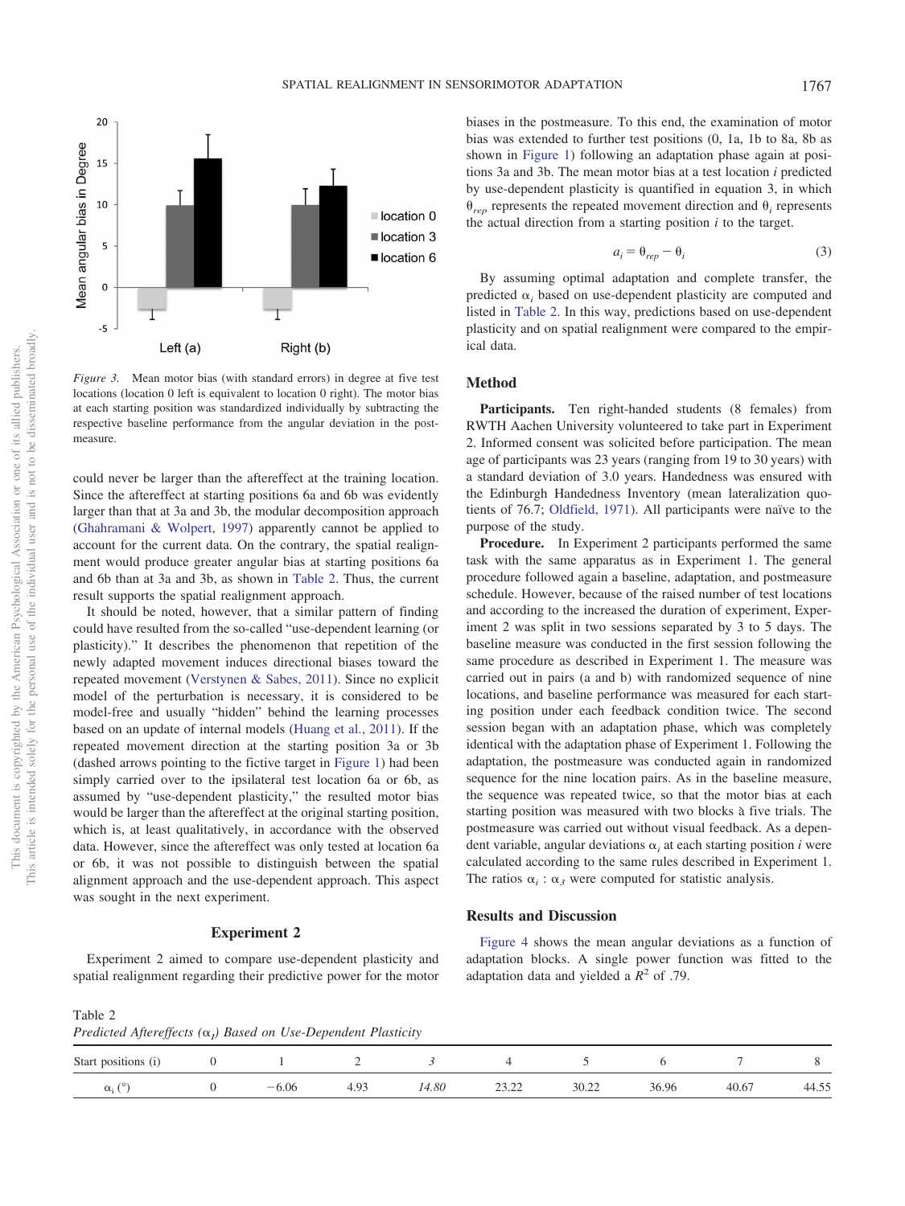*Figure 3.* Mean motor bias (with standard errors) in degree at five test locations (location 0 left is equivalent to location 0 right). The motor bias at each starting position was standardized individually by subtracting the respective baseline performance from the angular deviation in the postmeasure.

could never be larger than the aftereffect at the training location. Since the aftereffect at starting positions 6a and 6b was evidently larger than that at 3a and 3b, the modular decomposition approach (Ghahramani & Wolpert, 1997) apparently cannot be applied to account for the current data. On the contrary, the spatial realignment would produce greater angular bias at starting positions 6a and 6b than at 3a and 3b, as shown in Table 2. Thus, the current result supports the spatial realignment approach.

It should be noted, however, that a similar pattern of finding could have resulted from the so-called "use-dependent learning (or plasticity)." It describes the phenomenon that repetition of the newly adapted movement induces directional biases toward the repeated movement (Verstynen & Sabes, 2011). Since no explicit model of the perturbation is necessary, it is considered to be model-free and usually "hidden" behind the learning processes based on an update of internal models (Huang et al., 2011). If the repeated movement direction at the starting position 3a or 3b (dashed arrows pointing to the fictive target in Figure 1) had been simply carried over to the ipsilateral test location 6a or 6b, as assumed by "use-dependent plasticity," the resulted motor bias would be larger than the aftereffect at the original starting position, which is, at least qualitatively, in accordance with the observed data. However, since the aftereffect was only tested at location 6a or 6b, it was not possible to distinguish between the spatial alignment approach and the use-dependent approach. This aspect was sought in the next experiment.

## Experiment 2

Experiment 2 aimed to compare use-dependent plasticity and spatial realignment regarding their predictive power for the motor biases in the postmeasure. To this end, the examination of motor bias was extended to further test positions (0, 1a, 1b to 8a, 8b as shown in Figure 1) following an adaptation phase again at positions 3a and 3b. The mean motor bias at a test location $i$ predicted by use-dependent plasticity is quantified in equation 3, in which $\theta_{rep}$ represents the repeated movement direction and $\theta_i$ represents the actual direction from a starting position $i$ to the target.

$$a_i = \theta_{rep} - \theta_i \tag{3}$$

By assuming optimal adaptation and complete transfer, the predicted $\alpha_i$ based on use-dependent plasticity are computed and listed in Table 2. In this way, predictions based on use-dependent plasticity and on spatial realignment were compared to the empirical data.

### Method

**Participants.** Ten right-handed students (8 females) from RWTH Aachen University volunteered to take part in Experiment 2. Informed consent was solicited before participation. The mean age of participants was 23 years (ranging from 19 to 30 years) with a standard deviation of 3.0 years. Handedness was ensured with the Edinburgh Handedness Inventory (mean lateralization quotients of 76.7; Oldfield, 1971). All participants were naïve to the purpose of the study.

**Procedure.** In Experiment 2 participants performed the same task with the same apparatus as in Experiment 1. The general procedure followed again a baseline, adaptation, and postmeasure schedule. However, because of the raised number of test locations and according to the increased the duration of experiment, Experiment 2 was split in two sessions separated by 3 to 5 days. The baseline measure was conducted in the first session following the same procedure as described in Experiment 1. The measure was carried out in pairs (a and b) with randomized sequence of nine locations, and baseline performance was measured for each starting position under each feedback condition twice. The second session began with an adaptation phase, which was completely identical with the adaptation phase of Experiment 1. Following the adaptation, the postmeasure was conducted again in randomized sequence for the nine location pairs. As in the baseline measure, the sequence was repeated twice, so that the motor bias at each starting position was measured with two blocks à five trials. The postmeasure was carried out without visual feedback. As a dependent variable, angular deviations $\alpha_i$ at each starting position $i$ were calculated according to the same rules described in Experiment 1. The ratios $\alpha_i : \alpha_3$ were computed for statistic analysis.

### Results and Discussion

Figure 4 shows the mean angular deviations as a function of adaptation blocks. A single power function was fitted to the adaptation data and yielded a $R^2$ of .79.

Table 2
*Predicted Aftereffects ($\alpha_i$) Based on Use-Dependent Plasticity*

| Start positions (i) | 0 | 1 | 2 | *3* | 4 | 5 | 6 | 7 | 8 |
|---|---|---|---|---|---|---|---|---|---|
| $\alpha_i$ (°) | 0 | −6.06 | 4.93 | *14.80* | 23.22 | 30.22 | 36.96 | 40.67 | 44.55 |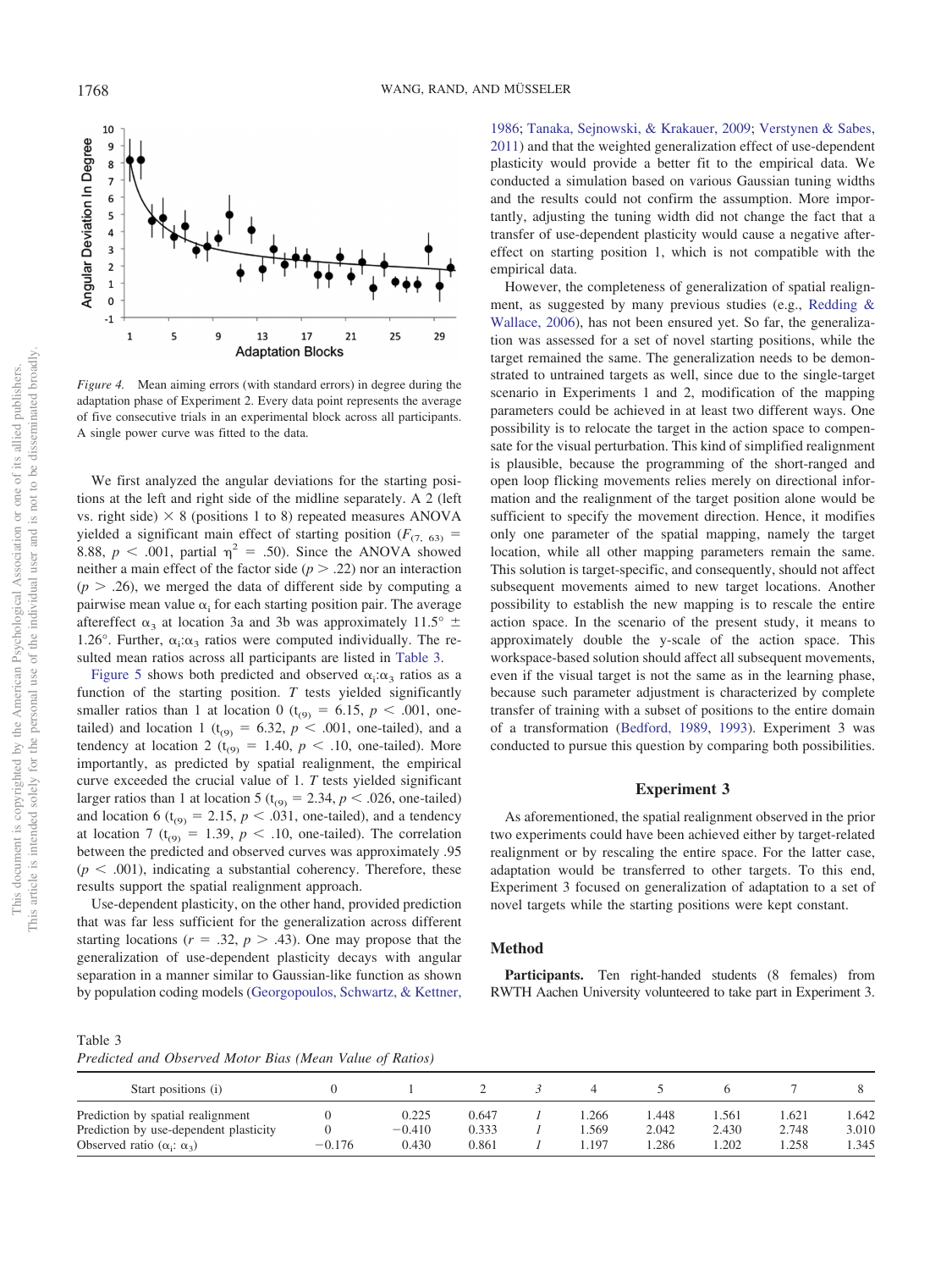*Figure 4.* Mean aiming errors (with standard errors) in degree during the adaptation phase of Experiment 2. Every data point represents the average of five consecutive trials in an experimental block across all participants. A single power curve was fitted to the data.

We first analyzed the angular deviations for the starting positions at the left and right side of the midline separately. A 2 (left vs. right side) × 8 (positions 1 to 8) repeated measures ANOVA yielded a significant main effect of starting position ($F_{(7,\ 63)}$ = 8.88, $p < .001$, partial $\eta^2$ = .50). Since the ANOVA showed neither a main effect of the factor side ($p > .22$) nor an interaction ($p > .26$), we merged the data of different side by computing a pairwise mean value $\alpha_i$ for each starting position pair. The average aftereffect $\alpha_3$ at location 3a and 3b was approximately 11.5° ± 1.26°. Further, $\alpha_i$:$\alpha_3$ ratios were computed individually. The resulted mean ratios across all participants are listed in Table 3.

Figure 5 shows both predicted and observed $\alpha_i$:$\alpha_3$ ratios as a function of the starting position. *T* tests yielded significantly smaller ratios than 1 at location 0 ($t_{(9)}$ = 6.15, $p < .001$, one-tailed) and location 1 ($t_{(9)}$ = 6.32, $p < .001$, one-tailed), and a tendency at location 2 ($t_{(9)}$ = 1.40, $p < .10$, one-tailed). More importantly, as predicted by spatial realignment, the empirical curve exceeded the crucial value of 1. *T* tests yielded significant larger ratios than 1 at location 5 ($t_{(9)}$ = 2.34, $p < .026$, one-tailed) and location 6 ($t_{(9)}$ = 2.15, $p < .031$, one-tailed), and a tendency at location 7 ($t_{(9)}$ = 1.39, $p < .10$, one-tailed). The correlation between the predicted and observed curves was approximately .95 ($p < .001$), indicating a substantial coherency. Therefore, these results support the spatial realignment approach.

Use-dependent plasticity, on the other hand, provided prediction that was far less sufficient for the generalization across different starting locations ($r$ = .32, $p > .43$). One may propose that the generalization of use-dependent plasticity decays with angular separation in a manner similar to Gaussian-like function as shown by population coding models (Georgopoulos, Schwartz, & Kettner, 1986; Tanaka, Sejnowski, & Krakauer, 2009; Verstynen & Sabes, 2011) and that the weighted generalization effect of use-dependent plasticity would provide a better fit to the empirical data. We conducted a simulation based on various Gaussian tuning widths and the results could not confirm the assumption. More importantly, adjusting the tuning width did not change the fact that a transfer of use-dependent plasticity would cause a negative aftereffect on starting position 1, which is not compatible with the empirical data.

However, the completeness of generalization of spatial realignment, as suggested by many previous studies (e.g., Redding & Wallace, 2006), has not been ensured yet. So far, the generalization was assessed for a set of novel starting positions, while the target remained the same. The generalization needs to be demonstrated to untrained targets as well, since due to the single-target scenario in Experiments 1 and 2, modification of the mapping parameters could be achieved in at least two different ways. One possibility is to relocate the target in the action space to compensate for the visual perturbation. This kind of simplified realignment is plausible, because the programming of the short-ranged and open loop flicking movements relies merely on directional information and the realignment of the target position alone would be sufficient to specify the movement direction. Hence, it modifies only one parameter of the spatial mapping, namely the target location, while all other mapping parameters remain the same. This solution is target-specific, and consequently, should not affect subsequent movements aimed to new target locations. Another possibility to establish the new mapping is to rescale the entire action space. In the scenario of the present study, it means to approximately double the y-scale of the action space. This workspace-based solution should affect all subsequent movements, even if the visual target is not the same as in the learning phase, because such parameter adjustment is characterized by complete transfer of training with a subset of positions to the entire domain of a transformation (Bedford, 1989, 1993). Experiment 3 was conducted to pursue this question by comparing both possibilities.

## Experiment 3

As aforementioned, the spatial realignment observed in the prior two experiments could have been achieved either by target-related realignment or by rescaling the entire space. For the latter case, adaptation would be transferred to other targets. To this end, Experiment 3 focused on generalization of adaptation to a set of novel targets while the starting positions were kept constant.

### Method

**Participants.** Ten right-handed students (8 females) from RWTH Aachen University volunteered to take part in Experiment 3.

Table 3
*Predicted and Observed Motor Bias (Mean Value of Ratios)*

| Start positions (i) | 0 | 1 | 2 | *3* | 4 | 5 | 6 | 7 | 8 |
|---|---|---|---|---|---|---|---|---|---|
| Prediction by spatial realignment | 0 | 0.225 | 0.647 | *1* | 1.266 | 1.448 | 1.561 | 1.621 | 1.642 |
| Prediction by use-dependent plasticity | 0 | −0.410 | 0.333 | *1* | 1.569 | 2.042 | 2.430 | 2.748 | 3.010 |
| Observed ratio ($\alpha_i$: $\alpha_3$) | −0.176 | 0.430 | 0.861 | *1* | 1.197 | 1.286 | 1.202 | 1.258 | 1.345 |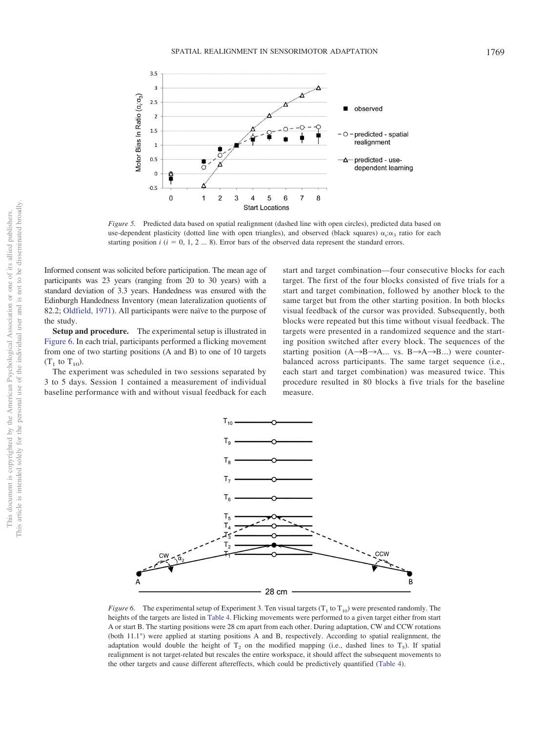*Figure 5.* Predicted data based on spatial realignment (dashed line with open circles), predicted data based on use-dependent plasticity (dotted line with open triangles), and observed (black squares) $\alpha_i$:$\alpha_3$ ratio for each starting position $i$ ($i$ = 0, 1, 2 ... 8). Error bars of the observed data represent the standard errors.

Informed consent was solicited before participation. The mean age of participants was 23 years (ranging from 20 to 30 years) with a standard deviation of 3.3 years. Handedness was ensured with the Edinburgh Handedness Inventory (mean lateralization quotients of 82.2; Oldfield, 1971). All participants were naïve to the purpose of the study.

**Setup and procedure.** The experimental setup is illustrated in Figure 6. In each trial, participants performed a flicking movement from one of two starting positions (A and B) to one of 10 targets ($T_1$ to $T_{10}$).

The experiment was scheduled in two sessions separated by 3 to 5 days. Session 1 contained a measurement of individual baseline performance with and without visual feedback for each start and target combination—four consecutive blocks for each target. The first of the four blocks consisted of five trials for a start and target combination, followed by another block to the same target but from the other starting position. In both blocks visual feedback of the cursor was provided. Subsequently, both blocks were repeated but this time without visual feedback. The targets were presented in a randomized sequence and the starting position switched after every block. The sequences of the starting position (A→B→A... vs. B→A→B...) were counterbalanced across participants. The same target sequence (i.e., each start and target combination) was measured twice. This procedure resulted in 80 blocks à five trials for the baseline measure.

*Figure 6.* The experimental setup of Experiment 3. Ten visual targets ($T_1$ to $T_{10}$) were presented randomly. The heights of the targets are listed in Table 4. Flicking movements were performed to a given target either from start A or start B. The starting positions were 28 cm apart from each other. During adaptation, CW and CCW rotations (both 11.1°) were applied at starting positions A and B, respectively. According to spatial realignment, the adaptation would double the height of $T_2$ on the modified mapping (i.e., dashed lines to $T_5$). If spatial realignment is not target-related but rescales the entire workspace, it should affect the subsequent movements to the other targets and cause different aftereffects, which could be predictively quantified (Table 4).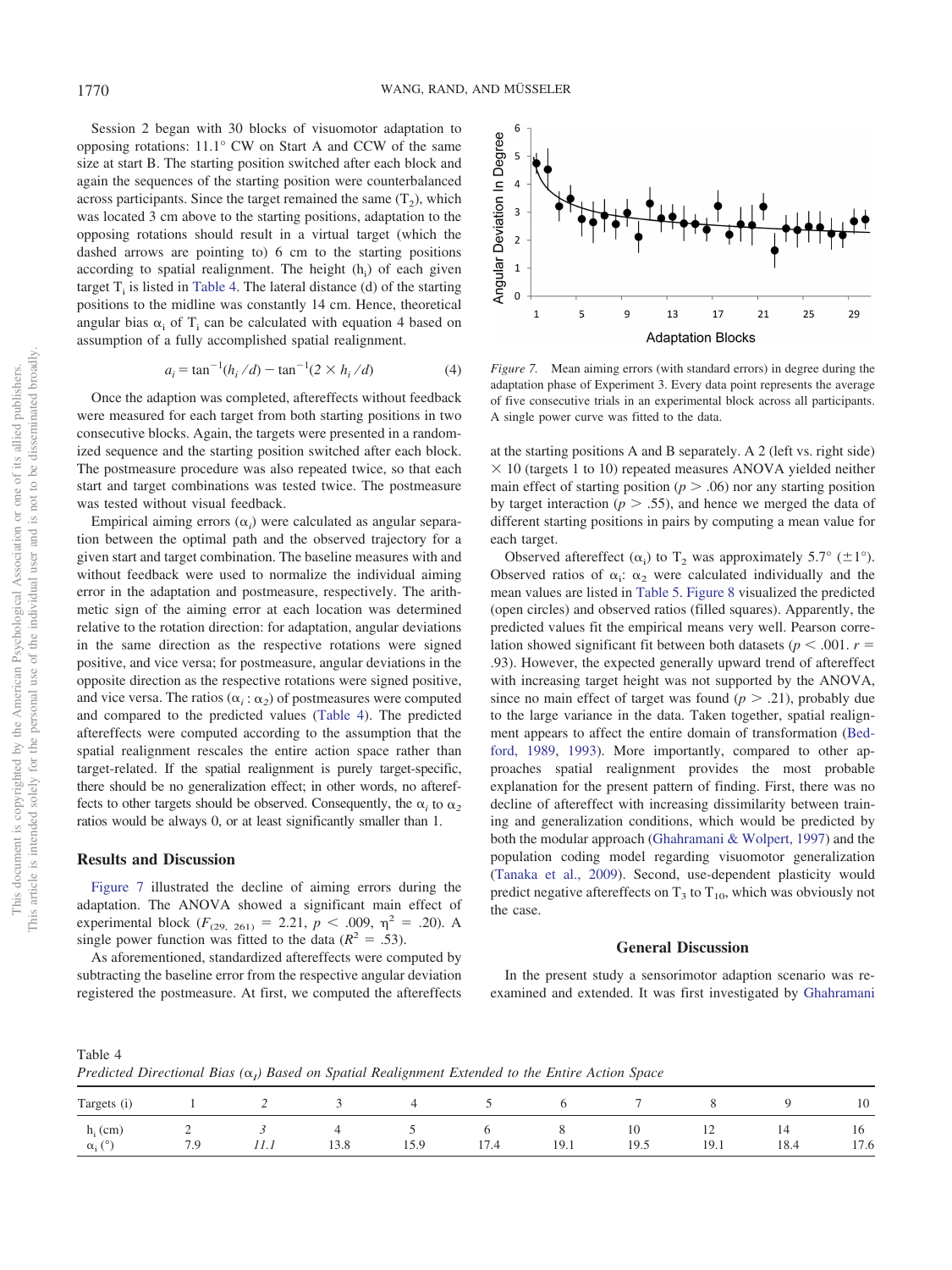Session 2 began with 30 blocks of visuomotor adaptation to opposing rotations: 11.1° CW on Start A and CCW of the same size at start B. The starting position switched after each block and again the sequences of the starting position were counterbalanced across participants. Since the target remained the same ($T_2$), which was located 3 cm above to the starting positions, adaptation to the opposing rotations should result in a virtual target (which the dashed arrows are pointing to) 6 cm to the starting positions according to spatial realignment. The height ($h_i$) of each given target $T_i$ is listed in Table 4. The lateral distance (d) of the starting positions to the midline was constantly 14 cm. Hence, theoretical angular bias $\alpha_i$ of $T_i$ can be calculated with equation 4 based on assumption of a fully accomplished spatial realignment.

$$a_i = \tan^{-1}(h_i / d) - \tan^{-1}(2 \times h_i / d) \tag{4}$$

Once the adaption was completed, aftereffects without feedback were measured for each target from both starting positions in two consecutive blocks. Again, the targets were presented in a randomized sequence and the starting position switched after each block. The postmeasure procedure was also repeated twice, so that each start and target combinations was tested twice. The postmeasure was tested without visual feedback.

Empirical aiming errors ($\alpha_i$) were calculated as angular separation between the optimal path and the observed trajectory for a given start and target combination. The baseline measures with and without feedback were used to normalize the individual aiming error in the adaptation and postmeasure, respectively. The arithmetic sign of the aiming error at each location was determined relative to the rotation direction: for adaptation, angular deviations in the same direction as the respective rotations were signed positive, and vice versa; for postmeasure, angular deviations in the opposite direction as the respective rotations were signed positive, and vice versa. The ratios ($\alpha_i : \alpha_2$) of postmeasures were computed and compared to the predicted values (Table 4). The predicted aftereffects were computed according to the assumption that the spatial realignment rescales the entire action space rather than target-related. If the spatial realignment is purely target-specific, there should be no generalization effect; in other words, no aftereffects to other targets should be observed. Consequently, the $\alpha_i$ to $\alpha_2$ ratios would be always 0, or at least significantly smaller than 1.

## Results and Discussion

Figure 7 illustrated the decline of aiming errors during the adaptation. The ANOVA showed a significant main effect of experimental block ($F_{(29,\ 261)} = 2.21$, $p < .009$, $\eta^2 = .20$). A single power function was fitted to the data ($R^2 = .53$).

As aforementioned, standardized aftereffects were computed by subtracting the baseline error from the respective angular deviation registered the postmeasure. At first, we computed the aftereffects at the starting positions A and B separately. A 2 (left vs. right side) × 10 (targets 1 to 10) repeated measures ANOVA yielded neither main effect of starting position ($p > .06$) nor any starting position by target interaction ($p > .55$), and hence we merged the data of different starting positions in pairs by computing a mean value for each target.

*Figure 7.* Mean aiming errors (with standard errors) in degree during the adaptation phase of Experiment 3. Every data point represents the average of five consecutive trials in an experimental block across all participants. A single power curve was fitted to the data.

Observed aftereffect ($\alpha_i$) to $T_2$ was approximately 5.7° (±1°). Observed ratios of $\alpha_i$: $\alpha_2$ were calculated individually and the mean values are listed in Table 5. Figure 8 visualized the predicted (open circles) and observed ratios (filled squares). Apparently, the predicted values fit the empirical means very well. Pearson correlation showed significant fit between both datasets ($p < .001$. $r = .93$). However, the expected generally upward trend of aftereffect with increasing target height was not supported by the ANOVA, since no main effect of target was found ($p > .21$), probably due to the large variance in the data. Taken together, spatial realignment appears to affect the entire domain of transformation (Bedford, 1989, 1993). More importantly, compared to other approaches spatial realignment provides the most probable explanation for the present pattern of finding. First, there was no decline of aftereffect with increasing dissimilarity between training and generalization conditions, which would be predicted by both the modular approach (Ghahramani & Wolpert, 1997) and the population coding model regarding visuomotor generalization (Tanaka et al., 2009). Second, use-dependent plasticity would predict negative aftereffects on $T_3$ to $T_{10}$, which was obviously not the case.

## General Discussion

In the present study a sensorimotor adaption scenario was reexamined and extended. It was first investigated by Ghahramani

Table 4

*Predicted Directional Bias ($\alpha_I$) Based on Spatial Realignment Extended to the Entire Action Space*

| Targets (i) | 1 | 2 | 3 | 4 | 5 | 6 | 7 | 8 | 9 | 10 |
|---|---|---|---|---|---|---|---|---|---|---|
| $h_i$ (cm) | 2 | *3* | 4 | 5 | 6 | 8 | 10 | 12 | 14 | 16 |
| $\alpha_i$ (°) | 7.9 | *11.1* | 13.8 | 15.9 | 17.4 | 19.1 | 19.5 | 19.1 | 18.4 | 17.6 |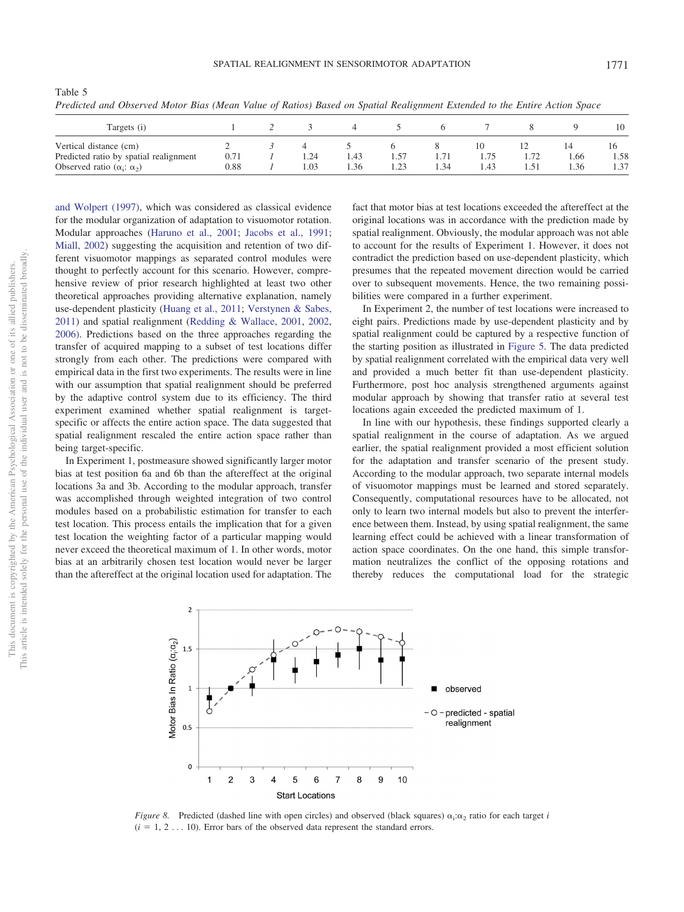Table 5

*Predicted and Observed Motor Bias (Mean Value of Ratios) Based on Spatial Realignment Extended to the Entire Action Space*

| Targets (i) | 1 | 2 | 3 | 4 | 5 | 6 | 7 | 8 | 9 | 10 |
|---|---|---|---|---|---|---|---|---|---|---|
| Vertical distance (cm) | 2 | *3* | 4 | 5 | 6 | 8 | 10 | 12 | 14 | 16 |
| Predicted ratio by spatial realignment | 0.71 | *1* | 1.24 | 1.43 | 1.57 | 1.71 | 1.75 | 1.72 | 1.66 | 1.58 |
| Observed ratio ($\alpha_i$: $\alpha_2$) | 0.88 | *1* | 1.03 | 1.36 | 1.23 | 1.34 | 1.43 | 1.51 | 1.36 | 1.37 |

and Wolpert (1997), which was considered as classical evidence for the modular organization of adaptation to visuomotor rotation. Modular approaches (Haruno et al., 2001; Jacobs et al., 1991; Miall, 2002) suggesting the acquisition and retention of two different visuomotor mappings as separated control modules were thought to perfectly account for this scenario. However, comprehensive review of prior research highlighted at least two other theoretical approaches providing alternative explanation, namely use-dependent plasticity (Huang et al., 2011; Verstynen & Sabes, 2011) and spatial realignment (Redding & Wallace, 2001, 2002, 2006). Predictions based on the three approaches regarding the transfer of acquired mapping to a subset of test locations differ strongly from each other. The predictions were compared with empirical data in the first two experiments. The results were in line with our assumption that spatial realignment should be preferred by the adaptive control system due to its efficiency. The third experiment examined whether spatial realignment is target-specific or affects the entire action space. The data suggested that spatial realignment rescaled the entire action space rather than being target-specific.

In Experiment 1, postmeasure showed significantly larger motor bias at test position 6a and 6b than the aftereffect at the original locations 3a and 3b. According to the modular approach, transfer was accomplished through weighted integration of two control modules based on a probabilistic estimation for transfer to each test location. This process entails the implication that for a given test location the weighting factor of a particular mapping would never exceed the theoretical maximum of 1. In other words, motor bias at an arbitrarily chosen test location would never be larger than the aftereffect at the original location used for adaptation. The fact that motor bias at test locations exceeded the aftereffect at the original locations was in accordance with the prediction made by spatial realignment. Obviously, the modular approach was not able to account for the results of Experiment 1. However, it does not contradict the prediction based on use-dependent plasticity, which presumes that the repeated movement direction would be carried over to subsequent movements. Hence, the two remaining possibilities were compared in a further experiment.

In Experiment 2, the number of test locations were increased to eight pairs. Predictions made by use-dependent plasticity and by spatial realignment could be captured by a respective function of the starting position as illustrated in Figure 5. The data predicted by spatial realignment correlated with the empirical data very well and provided a much better fit than use-dependent plasticity. Furthermore, post hoc analysis strengthened arguments against modular approach by showing that transfer ratio at several test locations again exceeded the predicted maximum of 1.

In line with our hypothesis, these findings supported clearly a spatial realignment in the course of adaptation. As we argued earlier, the spatial realignment provided a most efficient solution for the adaptation and transfer scenario of the present study. According to the modular approach, two separate internal models of visuomotor mappings must be learned and stored separately. Consequently, computational resources have to be allocated, not only to learn two internal models but also to prevent the interference between them. Instead, by using spatial realignment, the same learning effect could be achieved with a linear transformation of action space coordinates. On the one hand, this simple transformation neutralizes the conflict of the opposing rotations and thereby reduces the computational load for the strategic

*Figure 8.* Predicted (dashed line with open circles) and observed (black squares) $\alpha_i$:$\alpha_2$ ratio for each target $i$ ($i$ = 1, 2 . . . 10). Error bars of the observed data represent the standard errors.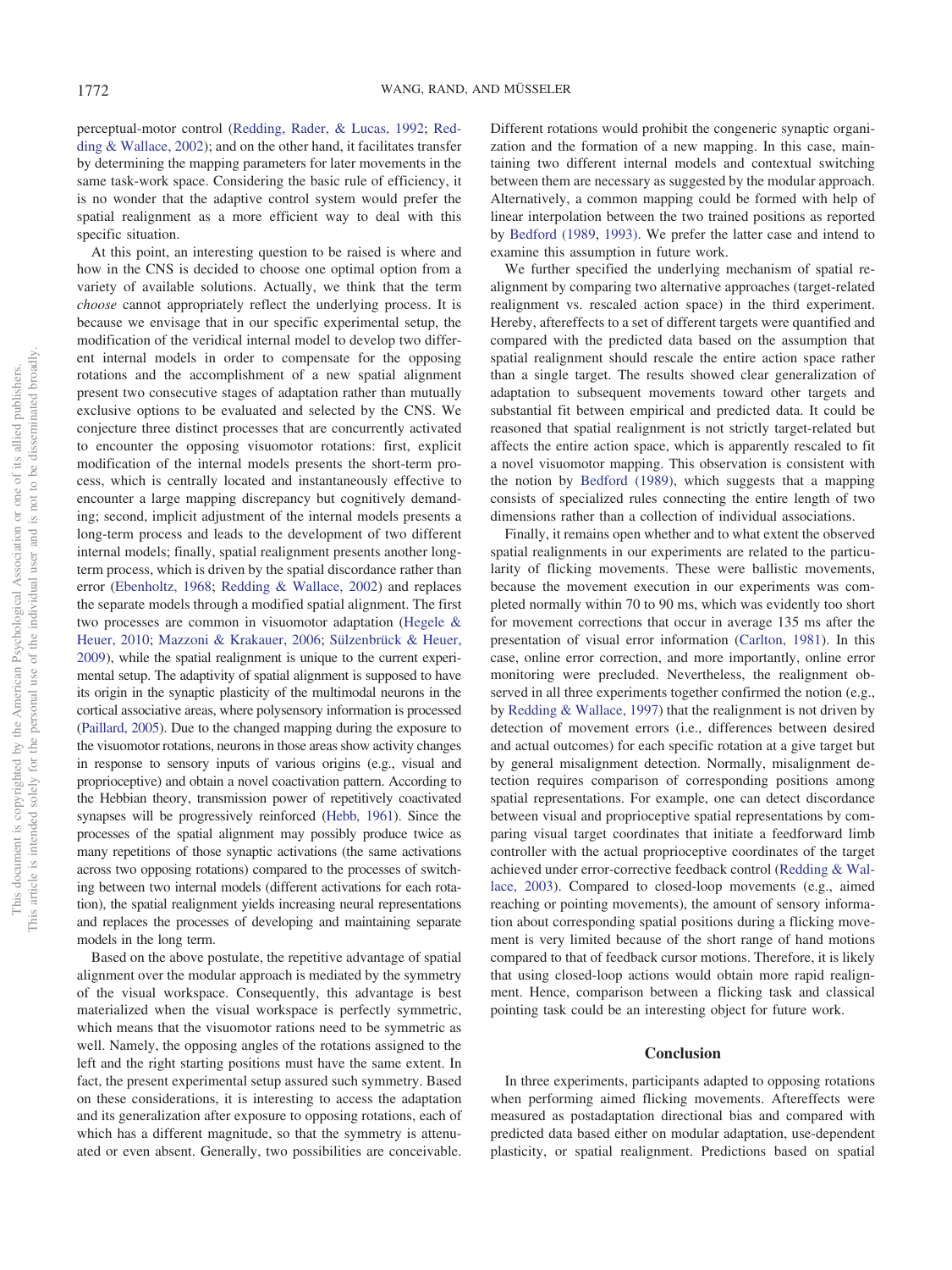perceptual-motor control (Redding, Rader, & Lucas, 1992; Redding & Wallace, 2002); and on the other hand, it facilitates transfer by determining the mapping parameters for later movements in the same task-work space. Considering the basic rule of efficiency, it is no wonder that the adaptive control system would prefer the spatial realignment as a more efficient way to deal with this specific situation.

At this point, an interesting question to be raised is where and how in the CNS is decided to choose one optimal option from a variety of available solutions. Actually, we think that the term *choose* cannot appropriately reflect the underlying process. It is because we envisage that in our specific experimental setup, the modification of the veridical internal model to develop two different internal models in order to compensate for the opposing rotations and the accomplishment of a new spatial alignment present two consecutive stages of adaptation rather than mutually exclusive options to be evaluated and selected by the CNS. We conjecture three distinct processes that are concurrently activated to encounter the opposing visuomotor rotations: first, explicit modification of the internal models presents the short-term process, which is centrally located and instantaneously effective to encounter a large mapping discrepancy but cognitively demanding; second, implicit adjustment of the internal models presents a long-term process and leads to the development of two different internal models; finally, spatial realignment presents another long-term process, which is driven by the spatial discordance rather than error (Ebenholtz, 1968; Redding & Wallace, 2002) and replaces the separate models through a modified spatial alignment. The first two processes are common in visuomotor adaptation (Hegele & Heuer, 2010; Mazzoni & Krakauer, 2006; Sülzenbrück & Heuer, 2009), while the spatial realignment is unique to the current experimental setup. The adaptivity of spatial alignment is supposed to have its origin in the synaptic plasticity of the multimodal neurons in the cortical associative areas, where polysensory information is processed (Paillard, 2005). Due to the changed mapping during the exposure to the visuomotor rotations, neurons in those areas show activity changes in response to sensory inputs of various origins (e.g., visual and proprioceptive) and obtain a novel coactivation pattern. According to the Hebbian theory, transmission power of repetitively coactivated synapses will be progressively reinforced (Hebb, 1961). Since the processes of the spatial alignment may possibly produce twice as many repetitions of those synaptic activations (the same activations across two opposing rotations) compared to the processes of switching between two internal models (different activations for each rotation), the spatial realignment yields increasing neural representations and replaces the processes of developing and maintaining separate models in the long term.

Based on the above postulate, the repetitive advantage of spatial alignment over the modular approach is mediated by the symmetry of the visual workspace. Consequently, this advantage is best materialized when the visual workspace is perfectly symmetric, which means that the visuomotor rations need to be symmetric as well. Namely, the opposing angles of the rotations assigned to the left and the right starting positions must have the same extent. In fact, the present experimental setup assured such symmetry. Based on these considerations, it is interesting to access the adaptation and its generalization after exposure to opposing rotations, each of which has a different magnitude, so that the symmetry is attenuated or even absent. Generally, two possibilities are conceivable. Different rotations would prohibit the congeneric synaptic organization and the formation of a new mapping. In this case, maintaining two different internal models and contextual switching between them are necessary as suggested by the modular approach. Alternatively, a common mapping could be formed with help of linear interpolation between the two trained positions as reported by Bedford (1989, 1993). We prefer the latter case and intend to examine this assumption in future work.

We further specified the underlying mechanism of spatial realignment by comparing two alternative approaches (target-related realignment vs. rescaled action space) in the third experiment. Hereby, aftereffects to a set of different targets were quantified and compared with the predicted data based on the assumption that spatial realignment should rescale the entire action space rather than a single target. The results showed clear generalization of adaptation to subsequent movements toward other targets and substantial fit between empirical and predicted data. It could be reasoned that spatial realignment is not strictly target-related but affects the entire action space, which is apparently rescaled to fit a novel visuomotor mapping. This observation is consistent with the notion by Bedford (1989), which suggests that a mapping consists of specialized rules connecting the entire length of two dimensions rather than a collection of individual associations.

Finally, it remains open whether and to what extent the observed spatial realignments in our experiments are related to the particularity of flicking movements. These were ballistic movements, because the movement execution in our experiments was completed normally within 70 to 90 ms, which was evidently too short for movement corrections that occur in average 135 ms after the presentation of visual error information (Carlton, 1981). In this case, online error correction, and more importantly, online error monitoring were precluded. Nevertheless, the realignment observed in all three experiments together confirmed the notion (e.g., by Redding & Wallace, 1997) that the realignment is not driven by detection of movement errors (i.e., differences between desired and actual outcomes) for each specific rotation at a give target but by general misalignment detection. Normally, misalignment detection requires comparison of corresponding positions among spatial representations. For example, one can detect discordance between visual and proprioceptive spatial representations by comparing visual target coordinates that initiate a feedforward limb controller with the actual proprioceptive coordinates of the target achieved under error-corrective feedback control (Redding & Wallace, 2003). Compared to closed-loop movements (e.g., aimed reaching or pointing movements), the amount of sensory information about corresponding spatial positions during a flicking movement is very limited because of the short range of hand motions compared to that of feedback cursor motions. Therefore, it is likely that using closed-loop actions would obtain more rapid realignment. Hence, comparison between a flicking task and classical pointing task could be an interesting object for future work.

## Conclusion

In three experiments, participants adapted to opposing rotations when performing aimed flicking movements. Aftereffects were measured as postadaptation directional bias and compared with predicted data based either on modular adaptation, use-dependent plasticity, or spatial realignment. Predictions based on spatial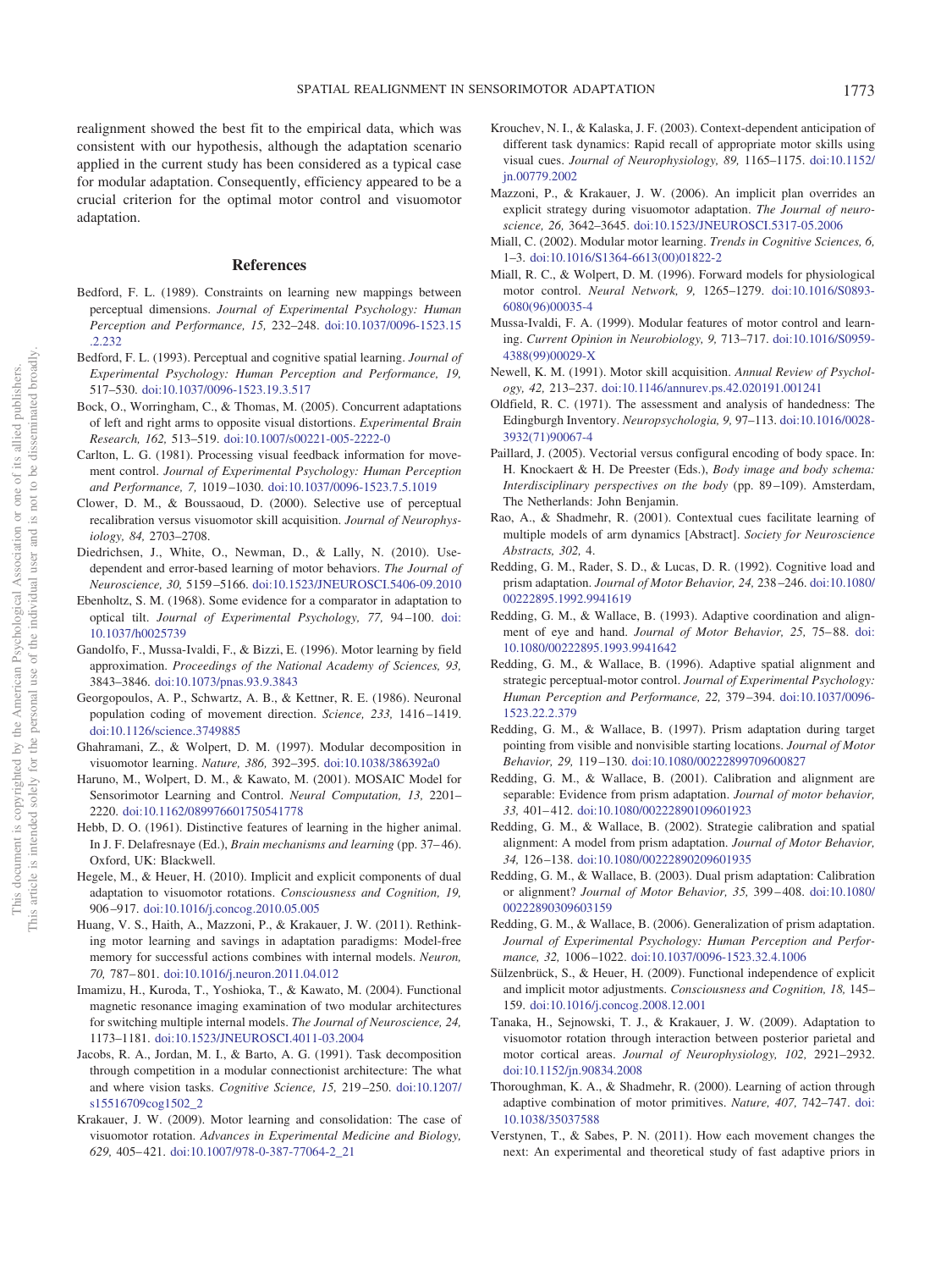realignment showed the best fit to the empirical data, which was consistent with our hypothesis, although the adaptation scenario applied in the current study has been considered as a typical case for modular adaptation. Consequently, efficiency appeared to be a crucial criterion for the optimal motor control and visuomotor adaptation.

## References

Bedford, F. L. (1989). Constraints on learning new mappings between perceptual dimensions. *Journal of Experimental Psychology: Human Perception and Performance, 15,* 232–248. doi:10.1037/0096-1523.15.2.232

Bedford, F. L. (1993). Perceptual and cognitive spatial learning. *Journal of Experimental Psychology: Human Perception and Performance, 19,* 517–530. doi:10.1037/0096-1523.19.3.517

Bock, O., Worringham, C., & Thomas, M. (2005). Concurrent adaptations of left and right arms to opposite visual distortions. *Experimental Brain Research, 162,* 513–519. doi:10.1007/s00221-005-2222-0

Carlton, L. G. (1981). Processing visual feedback information for movement control. *Journal of Experimental Psychology: Human Perception and Performance, 7,* 1019–1030. doi:10.1037/0096-1523.7.5.1019

Clower, D. M., & Boussaoud, D. (2000). Selective use of perceptual recalibration versus visuomotor skill acquisition. *Journal of Neurophysiology, 84,* 2703–2708.

Diedrichsen, J., White, O., Newman, D., & Lally, N. (2010). Use-dependent and error-based learning of motor behaviors. *The Journal of Neuroscience, 30,* 5159–5166. doi:10.1523/JNEUROSCI.5406-09.2010

Ebenholtz, S. M. (1968). Some evidence for a comparator in adaptation to optical tilt. *Journal of Experimental Psychology, 77,* 94–100. doi:10.1037/h0025739

Gandolfo, F., Mussa-Ivaldi, F., & Bizzi, E. (1996). Motor learning by field approximation. *Proceedings of the National Academy of Sciences, 93,* 3843–3846. doi:10.1073/pnas.93.9.3843

Georgopoulos, A. P., Schwartz, A. B., & Kettner, R. E. (1986). Neuronal population coding of movement direction. *Science, 233,* 1416–1419. doi:10.1126/science.3749885

Ghahramani, Z., & Wolpert, D. M. (1997). Modular decomposition in visuomotor learning. *Nature, 386,* 392–395. doi:10.1038/386392a0

Haruno, M., Wolpert, D. M., & Kawato, M. (2001). MOSAIC Model for Sensorimotor Learning and Control. *Neural Computation, 13,* 2201–2220. doi:10.1162/089976601750541778

Hebb, D. O. (1961). Distinctive features of learning in the higher animal. In J. F. Delafresnaye (Ed.), *Brain mechanisms and learning* (pp. 37–46). Oxford, UK: Blackwell.

Hegele, M., & Heuer, H. (2010). Implicit and explicit components of dual adaptation to visuomotor rotations. *Consciousness and Cognition, 19,* 906–917. doi:10.1016/j.concog.2010.05.005

Huang, V. S., Haith, A., Mazzoni, P., & Krakauer, J. W. (2011). Rethinking motor learning and savings in adaptation paradigms: Model-free memory for successful actions combines with internal models. *Neuron, 70,* 787–801. doi:10.1016/j.neuron.2011.04.012

Imamizu, H., Kuroda, T., Yoshioka, T., & Kawato, M. (2004). Functional magnetic resonance imaging examination of two modular architectures for switching multiple internal models. *The Journal of Neuroscience, 24,* 1173–1181. doi:10.1523/JNEUROSCI.4011-03.2004

Jacobs, R. A., Jordan, M. I., & Barto, A. G. (1991). Task decomposition through competition in a modular connectionist architecture: The what and where vision tasks. *Cognitive Science, 15,* 219–250. doi:10.1207/s15516709cog1502_2

Krakauer, J. W. (2009). Motor learning and consolidation: The case of visuomotor rotation. *Advances in Experimental Medicine and Biology, 629,* 405–421. doi:10.1007/978-0-387-77064-2_21

Krouchev, N. I., & Kalaska, J. F. (2003). Context-dependent anticipation of different task dynamics: Rapid recall of appropriate motor skills using visual cues. *Journal of Neurophysiology, 89,* 1165–1175. doi:10.1152/jn.00779.2002

Mazzoni, P., & Krakauer, J. W. (2006). An implicit plan overrides an explicit strategy during visuomotor adaptation. *The Journal of neuroscience, 26,* 3642–3645. doi:10.1523/JNEUROSCI.5317-05.2006

Miall, C. (2002). Modular motor learning. *Trends in Cognitive Sciences, 6,* 1–3. doi:10.1016/S1364-6613(00)01822-2

Miall, R. C., & Wolpert, D. M. (1996). Forward models for physiological motor control. *Neural Network, 9,* 1265–1279. doi:10.1016/S0893-6080(96)00035-4

Mussa-Ivaldi, F. A. (1999). Modular features of motor control and learning. *Current Opinion in Neurobiology, 9,* 713–717. doi:10.1016/S0959-4388(99)00029-X

Newell, K. M. (1991). Motor skill acquisition. *Annual Review of Psychology, 42,* 213–237. doi:10.1146/annurev.ps.42.020191.001241

Oldfield, R. C. (1971). The assessment and analysis of handedness: The Edingburgh Inventory. *Neuropsychologia, 9,* 97–113. doi:10.1016/0028-3932(71)90067-4

Paillard, J. (2005). Vectorial versus configural encoding of body space. In: H. Knockaert & H. De Preester (Eds.), *Body image and body schema: Interdisciplinary perspectives on the body* (pp. 89–109). Amsterdam, The Netherlands: John Benjamin.

Rao, A., & Shadmehr, R. (2001). Contextual cues facilitate learning of multiple models of arm dynamics [Abstract]. *Society for Neuroscience Abstracts, 302,* 4.

Redding, G. M., Rader, S. D., & Lucas, D. R. (1992). Cognitive load and prism adaptation. *Journal of Motor Behavior, 24,* 238–246. doi:10.1080/00222895.1992.9941619

Redding, G. M., & Wallace, B. (1993). Adaptive coordination and alignment of eye and hand. *Journal of Motor Behavior, 25,* 75–88. doi:10.1080/00222895.1993.9941642

Redding, G. M., & Wallace, B. (1996). Adaptive spatial alignment and strategic perceptual-motor control. *Journal of Experimental Psychology: Human Perception and Performance, 22,* 379–394. doi:10.1037/0096-1523.22.2.379

Redding, G. M., & Wallace, B. (1997). Prism adaptation during target pointing from visible and nonvisible starting locations. *Journal of Motor Behavior, 29,* 119–130. doi:10.1080/00222899709600827

Redding, G. M., & Wallace, B. (2001). Calibration and alignment are separable: Evidence from prism adaptation. *Journal of motor behavior, 33,* 401–412. doi:10.1080/00222890109601923

Redding, G. M., & Wallace, B. (2002). Strategic calibration and spatial alignment: A model from prism adaptation. *Journal of Motor Behavior, 34,* 126–138. doi:10.1080/00222890209601935

Redding, G. M., & Wallace, B. (2003). Dual prism adaptation: Calibration or alignment? *Journal of Motor Behavior, 35,* 399–408. doi:10.1080/00222890309603159

Redding, G. M., & Wallace, B. (2006). Generalization of prism adaptation. *Journal of Experimental Psychology: Human Perception and Performance, 32,* 1006–1022. doi:10.1037/0096-1523.32.4.1006

Sülzenbrück, S., & Heuer, H. (2009). Functional independence of explicit and implicit motor adjustments. *Consciousness and Cognition, 18,* 145–159. doi:10.1016/j.concog.2008.12.001

Tanaka, H., Sejnowski, T. J., & Krakauer, J. W. (2009). Adaptation to visuomotor rotation through interaction between posterior parietal and motor cortical areas. *Journal of Neurophysiology, 102,* 2921–2932. doi:10.1152/jn.90834.2008

Thoroughman, K. A., & Shadmehr, R. (2000). Learning of action through adaptive combination of motor primitives. *Nature, 407,* 742–747. doi:10.1038/35037588

Verstynen, T., & Sabes, P. N. (2011). How each movement changes the next: An experimental and theoretical study of fast adaptive priors in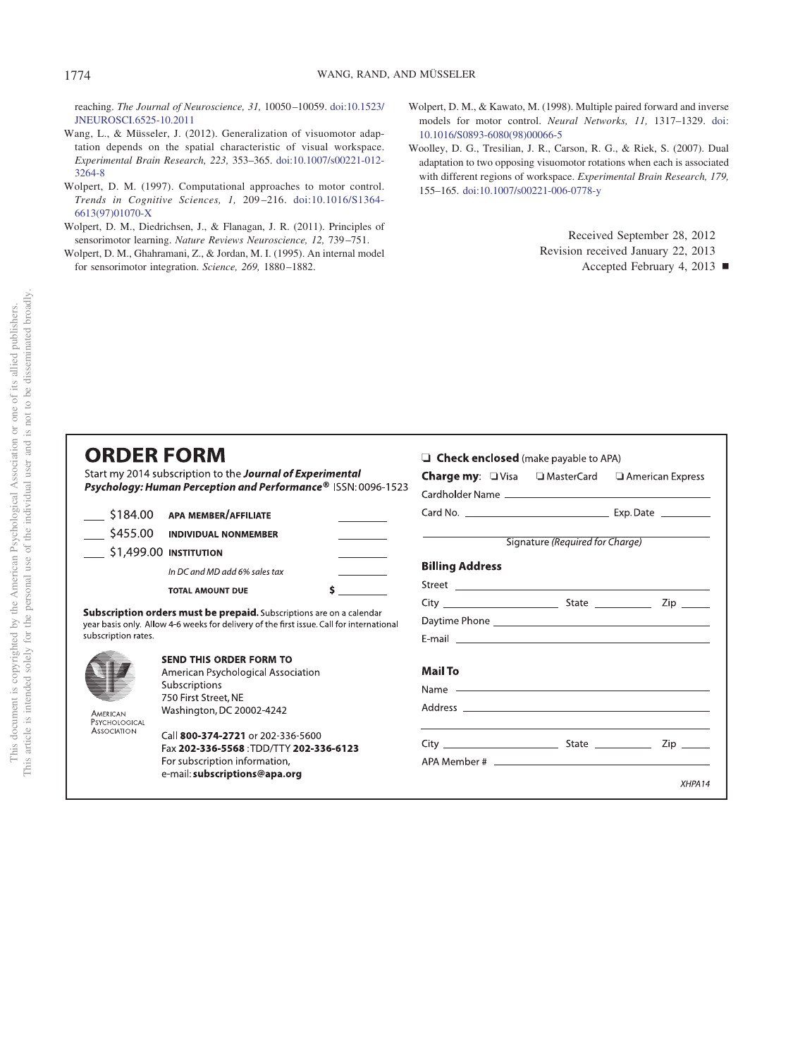reaching. *The Journal of Neuroscience, 31,* 10050–10059. doi:10.1523/JNEUROSCI.6525-10.2011

Wang, L., & Müsseler, J. (2012). Generalization of visuomotor adaptation depends on the spatial characteristic of visual workspace. *Experimental Brain Research, 223,* 353–365. doi:10.1007/s00221-012-3264-8

Wolpert, D. M. (1997). Computational approaches to motor control. *Trends in Cognitive Sciences, 1,* 209–216. doi:10.1016/S1364-6613(97)01070-X

Wolpert, D. M., Diedrichsen, J., & Flanagan, J. R. (2011). Principles of sensorimotor learning. *Nature Reviews Neuroscience, 12,* 739–751.

Wolpert, D. M., Ghahramani, Z., & Jordan, M. I. (1995). An internal model for sensorimotor integration. *Science, 269,* 1880–1882.

Wolpert, D. M., & Kawato, M. (1998). Multiple paired forward and inverse models for motor control. *Neural Networks, 11,* 1317–1329. doi:10.1016/S0893-6080(98)00066-5

Woolley, D. G., Tresilian, J. R., Carson, R. G., & Riek, S. (2007). Dual adaptation to two opposing visuomotor rotations when each is associated with different regions of workspace. *Experimental Brain Research, 179,* 155–165. doi:10.1007/s00221-006-0778-y

Received September 28, 2012
Revision received January 22, 2013
Accepted February 4, 2013 ■

This document is copyrighted by the American Psychological Association or one of its allied publishers.
This article is intended solely for the personal use of the individual user and is not to be disseminated broadly.

# ORDER FORM

Start my 2014 subscription to the ***Journal of Experimental Psychology: Human Perception and Performance®*** ISSN: 0096-1523

___ $184.00 **APA MEMBER/AFFILIATE** ________

___ $455.00 **INDIVIDUAL NONMEMBER** ________

___ $1,499.00 **INSTITUTION** ________

*In DC and MD add 6% sales tax* ________

**TOTAL AMOUNT DUE** $ ________

**Subscription orders must be prepaid.** Subscriptions are on a calendar year basis only. Allow 4-6 weeks for delivery of the first issue. Call for international subscription rates.

American Psychological Association

**SEND THIS ORDER FORM TO**
American Psychological Association
Subscriptions
750 First Street, NE
Washington, DC 20002-4242

Call **800-374-2721** or 202-336-5600
Fax **202-336-5568** : TDD/TTY **202-336-6123**
For subscription information,
e-mail: **subscriptions@apa.org**

❑ **Check enclosed** (make payable to APA)

**Charge my**: ❑ Visa ❑ MasterCard ❑ American Express

Cardholder Name ________________________

Card No. ________________________ Exp. Date ________

________________________
Signature *(Required for Charge)*

**Billing Address**

Street ________________________

City ____________ State ________ Zip ______

Daytime Phone ________________________

E-mail ________________________

**Mail To**

Name ________________________

Address ________________________

________________________

City ____________ State ________ Zip ______

APA Member # ________________________

*XHPA14*